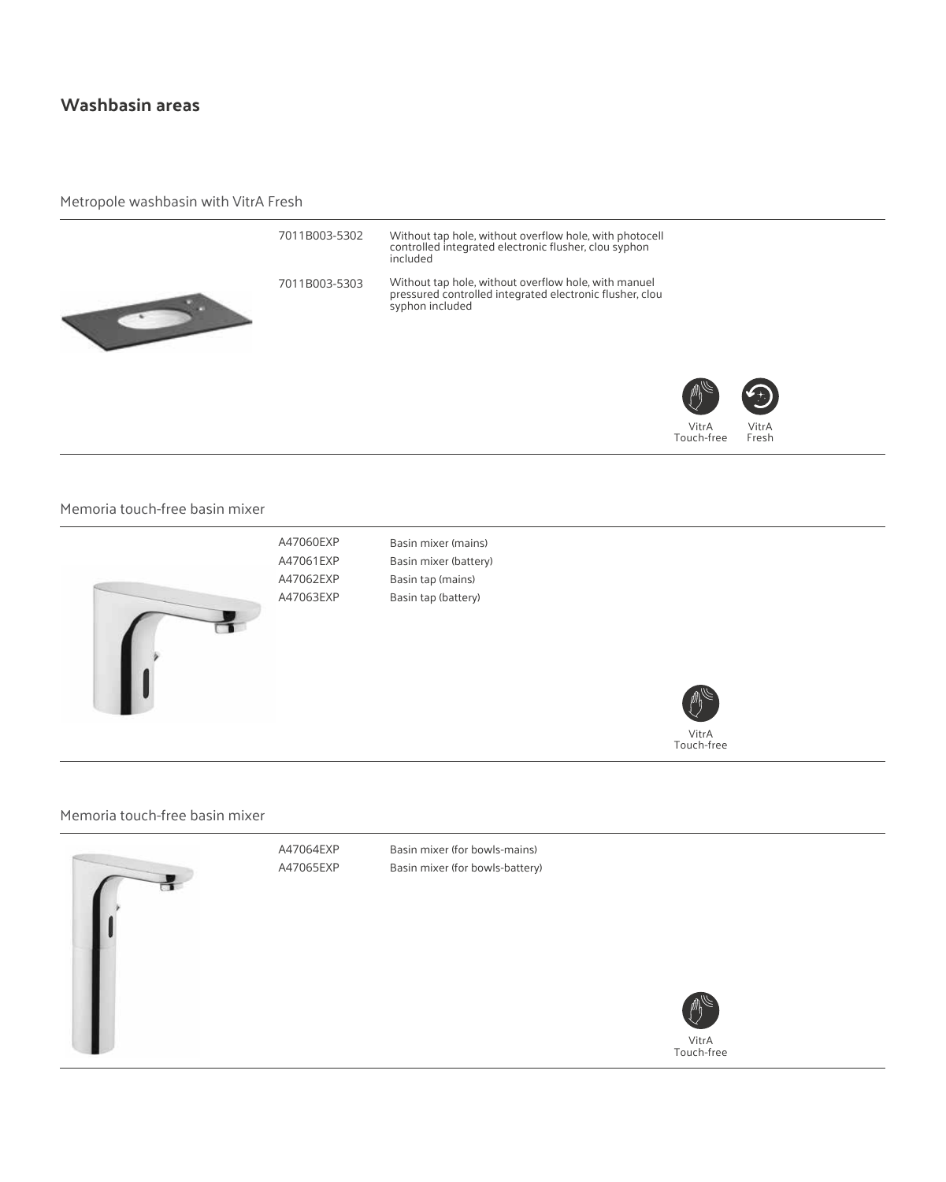## Washbasin areas

### Metropole washbasin with VitrA Fresh

| | |
|---|---|
| 7011B003-5302 | Without tap hole, without overflow hole, with photocell controlled integrated electronic flusher, clou syphon included |
| 7011B003-5303 | Without tap hole, without overflow hole, with manuel pressured controlled integrated electronic flusher, clou syphon included |

VitrA Touch-free VitrA Fresh

### Memoria touch-free basin mixer

| | |
|---|---|
| A47060EXP | Basin mixer (mains) |
| A47061EXP | Basin mixer (battery) |
| A47062EXP | Basin tap (mains) |
| A47063EXP | Basin tap (battery) |

VitrA Touch-free

### Memoria touch-free basin mixer

| | |
|---|---|
| A47064EXP | Basin mixer (for bowls-mains) |
| A47065EXP | Basin mixer (for bowls-battery) |

VitrA Touch-free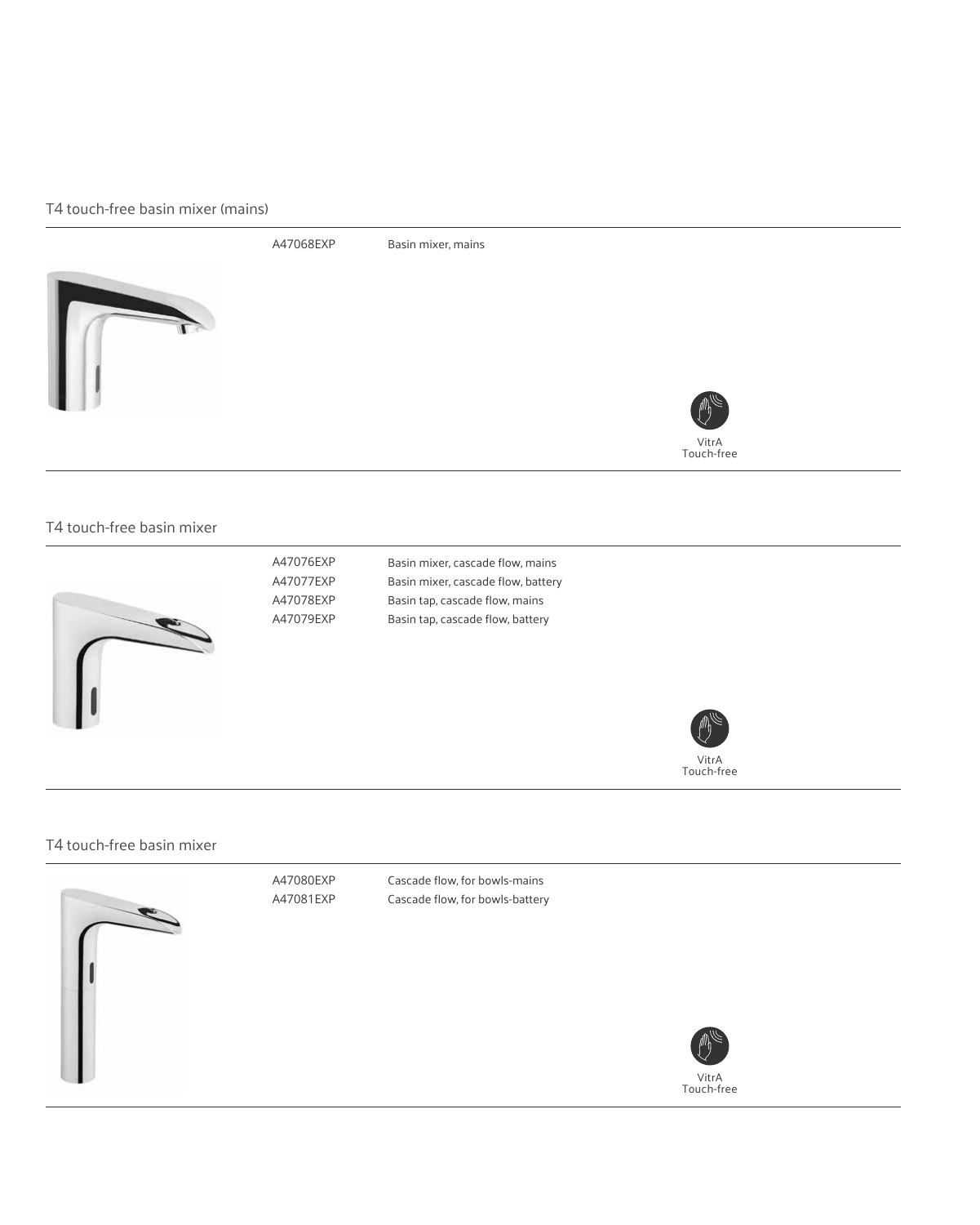## T4 touch-free basin mixer (mains)

| | |
|---|---|
| A47068EXP | Basin mixer, mains |

VitrA Touch-free

## T4 touch-free basin mixer

| | |
|---|---|
| A47076EXP | Basin mixer, cascade flow, mains |
| A47077EXP | Basin mixer, cascade flow, battery |
| A47078EXP | Basin tap, cascade flow, mains |
| A47079EXP | Basin tap, cascade flow, battery |

VitrA Touch-free

## T4 touch-free basin mixer

| | |
|---|---|
| A47080EXP | Cascade flow, for bowls-mains |
| A47081EXP | Cascade flow, for bowls-battery |

VitrA Touch-free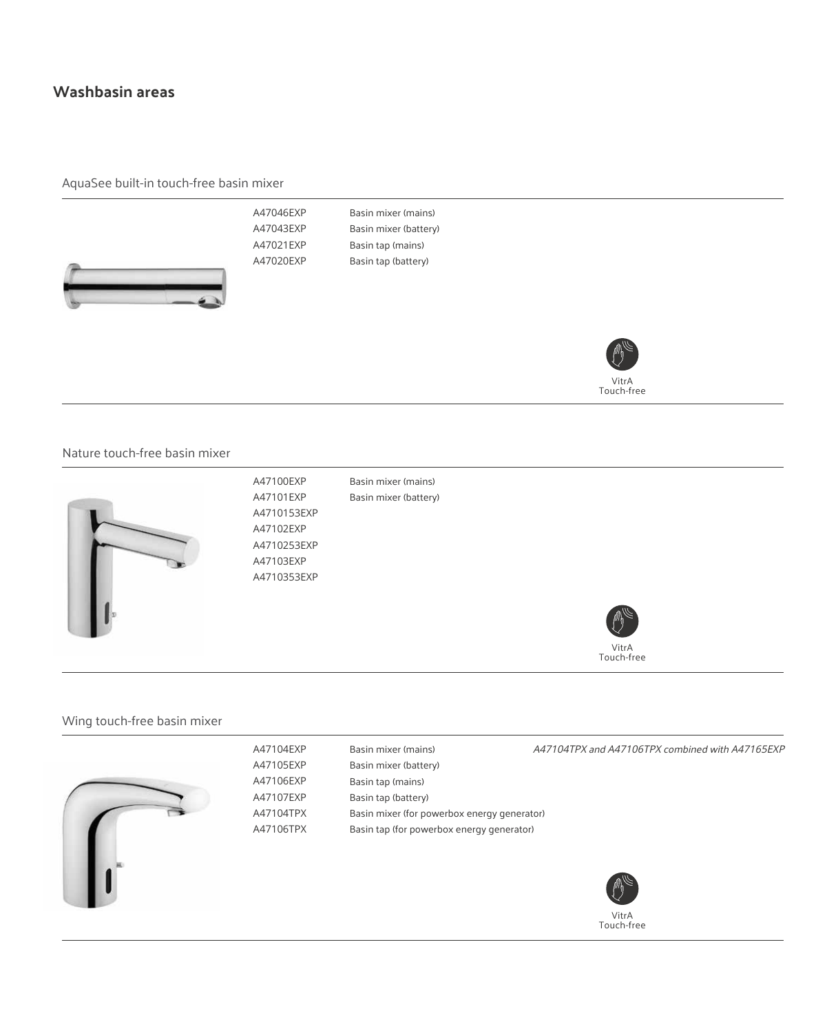## Washbasin areas

### AquaSee built-in touch-free basin mixer

| | |
|---|---|
| A47046EXP | Basin mixer (mains) |
| A47043EXP | Basin mixer (battery) |
| A47021EXP | Basin tap (mains) |
| A47020EXP | Basin tap (battery) |

VitrA Touch-free

### Nature touch-free basin mixer

| | |
|---|---|
| A47100EXP | Basin mixer (mains) |
| A47101EXP | Basin mixer (battery) |
| A4710153EXP | |
| A47102EXP | |
| A4710253EXP | |
| A47103EXP | |
| A4710353EXP | |

VitrA Touch-free

### Wing touch-free basin mixer

| | |
|---|---|
| A47104EXP | Basin mixer (mains) |
| A47105EXP | Basin mixer (battery) |
| A47106EXP | Basin tap (mains) |
| A47107EXP | Basin tap (battery) |
| A47104TPX | Basin mixer (for powerbox energy generator) |
| A47106TPX | Basin tap (for powerbox energy generator) |

*A47104TPX and A47106TPX combined with A47165EXP*

VitrA Touch-free